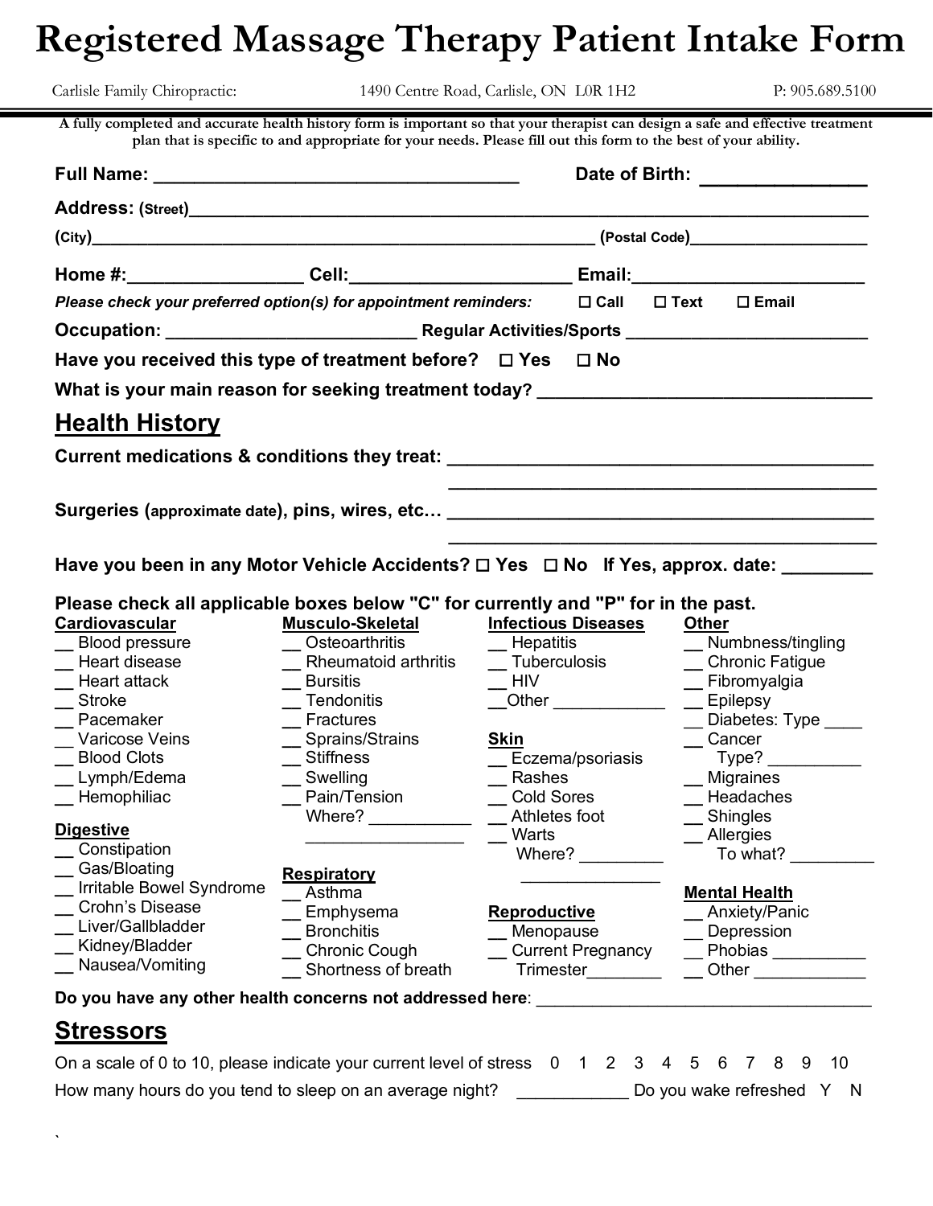# Registered Massage Therapy Patient Intake Form

Carlisle Family Chiropractic: 1490 Centre Road, Carlisle, ON L0R 1H2 P: 905.689.5100

**A fully completed and accurate health history form is important so that your therapist can design a safe and effective treatment plan that is specific to and appropriate for your needs. Please fill out this form to the best of your ability.**

**Full Name:** ____________________________________ **Date of Birth:** ________________

**Address: (Street)**__________________________________________________________________________

**(City)**______________________________________________________ **(Postal Code)**___________________

**Home #:**_________________ **Cell:**_____________________ **Email:**_______________________

***Please check your preferred option(s) for appointment reminders:*** ☐ **Call** ☐ **Text** ☐ **Email**

**Occupation:** _________________________ **Regular Activities/Sports** ________________________

**Have you received this type of treatment before?** ☐ **Yes** ☐ **No**

**What is your main reason for seeking treatment today?** _________________________________

## Health History

**Current medications & conditions they treat:** ___________________________________________

___________________________________________

**Surgeries (approximate date), pins, wires, etc…** ___________________________________________

___________________________________________

**Have you been in any Motor Vehicle Accidents?** ☐ **Yes** ☐ **No** **If Yes, approx. date:** _________

**Please check all applicable boxes below "C" for currently and "P" for in the past.**

**Cardiovascular**
- __ Blood pressure
- __ Heart disease
- __ Heart attack
- __ Stroke
- __ Pacemaker
- __ Varicose Veins
- __ Blood Clots
- __ Lymph/Edema
- __ Hemophiliac

**Digestive**
- __ Constipation
- __ Gas/Bloating
- __ Irritable Bowel Syndrome
- __ Crohn's Disease
- __ Liver/Gallbladder
- __ Kidney/Bladder
- __ Nausea/Vomiting

**Musculo-Skeletal**
- __ Osteoarthritis
- __ Rheumatoid arthritis
- __ Bursitis
- __ Tendonitis
- __ Fractures
- __ Sprains/Strains
- __ Stiffness
- __ Swelling
- __ Pain/Tension
  Where? ___________
  _________________

**Respiratory**
- __ Asthma
- __ Emphysema
- __ Bronchitis
- __ Chronic Cough
- __ Shortness of breath

**Infectious Diseases**
- __ Hepatitis
- __ Tuberculosis
- __ HIV
- __Other ____________

**Skin**
- __ Eczema/psoriasis
- __ Rashes
- __ Cold Sores
- __ Athletes foot
- __ Warts
  Where? _________
  _______________

**Reproductive**
- __ Menopause
- __ Current Pregnancy
  Trimester________

**Other**
- __ Numbness/tingling
- __ Chronic Fatigue
- __ Fibromyalgia
- __ Epilepsy
- __ Diabetes: Type ____
- __ Cancer
  Type? __________
- __ Migraines
- __ Headaches
- __ Shingles
- __ Allergies
  To what? _________

**Mental Health**
- __ Anxiety/Panic
- __ Depression
- __ Phobias __________
- __ Other ____________

**Do you have any other health concerns not addressed here**: ___________________________________

## Stressors

On a scale of 0 to 10, please indicate your current level of stress 0 1 2 3 4 5 6 7 8 9 10

How many hours do you tend to sleep on an average night? ____________ Do you wake refreshed Y N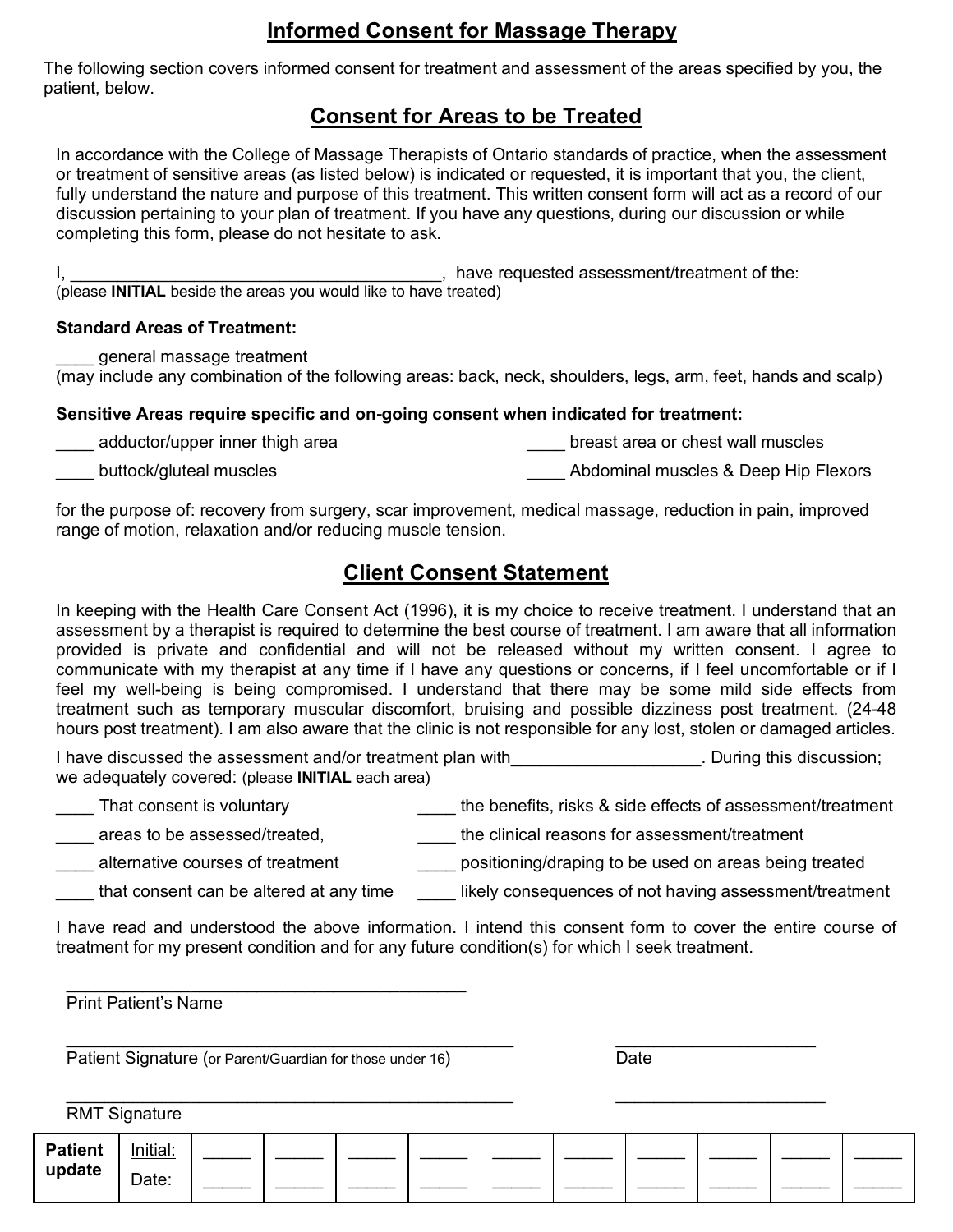# Informed Consent for Massage Therapy

The following section covers informed consent for treatment and assessment of the areas specified by you, the patient, below.

## Consent for Areas to be Treated

In accordance with the College of Massage Therapists of Ontario standards of practice, when the assessment or treatment of sensitive areas (as listed below) is indicated or requested, it is important that you, the client, fully understand the nature and purpose of this treatment. This written consent form will act as a record of our discussion pertaining to your plan of treatment. If you have any questions, during our discussion or while completing this form, please do not hesitate to ask.

I, ________________________________________, have requested assessment/treatment of the:
(please **INITIAL** beside the areas you would like to have treated)

**Standard Areas of Treatment:**

____ general massage treatment
(may include any combination of the following areas: back, neck, shoulders, legs, arm, feet, hands and scalp)

**Sensitive Areas require specific and on-going consent when indicated for treatment:**

____ adductor/upper inner thigh area

____ buttock/gluteal muscles

____ breast area or chest wall muscles

____ Abdominal muscles & Deep Hip Flexors

for the purpose of: recovery from surgery, scar improvement, medical massage, reduction in pain, improved range of motion, relaxation and/or reducing muscle tension.

## Client Consent Statement

In keeping with the Health Care Consent Act (1996), it is my choice to receive treatment. I understand that an assessment by a therapist is required to determine the best course of treatment. I am aware that all information provided is private and confidential and will not be released without my written consent. I agree to communicate with my therapist at any time if I have any questions or concerns, if I feel uncomfortable or if I feel my well-being is being compromised. I understand that there may be some mild side effects from treatment such as temporary muscular discomfort, bruising and possible dizziness post treatment. (24-48 hours post treatment). I am also aware that the clinic is not responsible for any lost, stolen or damaged articles.

I have discussed the assessment and/or treatment plan with____________________. During this discussion; we adequately covered: (please **INITIAL** each area)

____ That consent is voluntary

____ areas to be assessed/treated,

____ alternative courses of treatment

____ that consent can be altered at any time

____ the benefits, risks & side effects of assessment/treatment

____ the clinical reasons for assessment/treatment

____ positioning/draping to be used on areas being treated

____ likely consequences of not having assessment/treatment

I have read and understood the above information. I intend this consent form to cover the entire course of treatment for my present condition and for any future condition(s) for which I seek treatment.

_____________________________________________
Print Patient's Name

_____________________________________________ ______________________
Patient Signature (or Parent/Guardian for those under 16) Date

_____________________________________________ ______________________
RMT Signature

| | | | | | | | | | | | |
|---|---|---|---|---|---|---|---|---|---|---|---|
| **Patient update** | Initial: | _____ | _____ | _____ | _____ | _____ | _____ | _____ | _____ | _____ | _____ |
| | Date: | _____ | _____ | _____ | _____ | _____ | _____ | _____ | _____ | _____ | _____ |